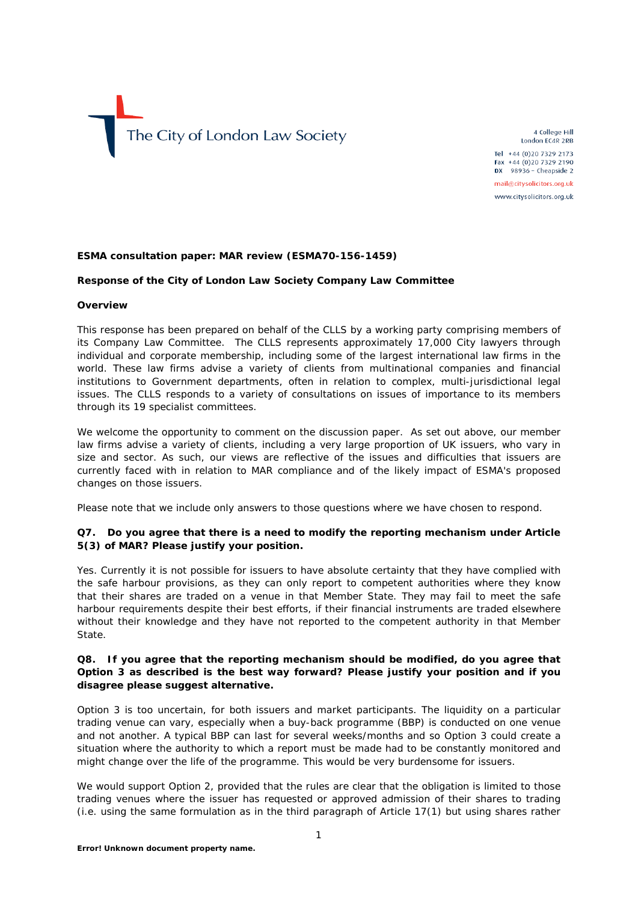The City of London Law Society

4 College Hill
London EC4R 2RB

Tel +44 (0)20 7329 2173
Fax +44 (0)20 7329 2190
DX 98936 – Cheapside 2

mail@citysolicitors.org.uk
www.citysolicitors.org.uk

**ESMA consultation paper: MAR review (ESMA70-156-1459)**

**Response of the City of London Law Society Company Law Committee**

**Overview**

This response has been prepared on behalf of the CLLS by a working party comprising members of its Company Law Committee. The CLLS represents approximately 17,000 City lawyers through individual and corporate membership, including some of the largest international law firms in the world. These law firms advise a variety of clients from multinational companies and financial institutions to Government departments, often in relation to complex, multi-jurisdictional legal issues. The CLLS responds to a variety of consultations on issues of importance to its members through its 19 specialist committees.

We welcome the opportunity to comment on the discussion paper. As set out above, our member law firms advise a variety of clients, including a very large proportion of UK issuers, who vary in size and sector. As such, our views are reflective of the issues and difficulties that issuers are currently faced with in relation to MAR compliance and of the likely impact of ESMA's proposed changes on those issuers.

Please note that we include only answers to those questions where we have chosen to respond.

**Q7. Do you agree that there is a need to modify the reporting mechanism under Article 5(3) of MAR? Please justify your position.**

Yes. Currently it is not possible for issuers to have absolute certainty that they have complied with the safe harbour provisions, as they can only report to competent authorities where they know that their shares are traded on a venue in that Member State. They may fail to meet the safe harbour requirements despite their best efforts, if their financial instruments are traded elsewhere without their knowledge and they have not reported to the competent authority in that Member State.

**Q8. If you agree that the reporting mechanism should be modified, do you agree that Option 3 as described is the best way forward? Please justify your position and if you disagree please suggest alternative.**

Option 3 is too uncertain, for both issuers and market participants. The liquidity on a particular trading venue can vary, especially when a buy-back programme (BBP) is conducted on one venue and not another. A typical BBP can last for several weeks/months and so Option 3 could create a situation where the authority to which a report must be made had to be constantly monitored and might change over the life of the programme. This would be very burdensome for issuers.

We would support Option 2, provided that the rules are clear that the obligation is limited to those trading venues where the issuer has requested or approved admission of their shares to trading (i.e. using the same formulation as in the third paragraph of Article 17(1) but using shares rather

**Error! Unknown document property name.**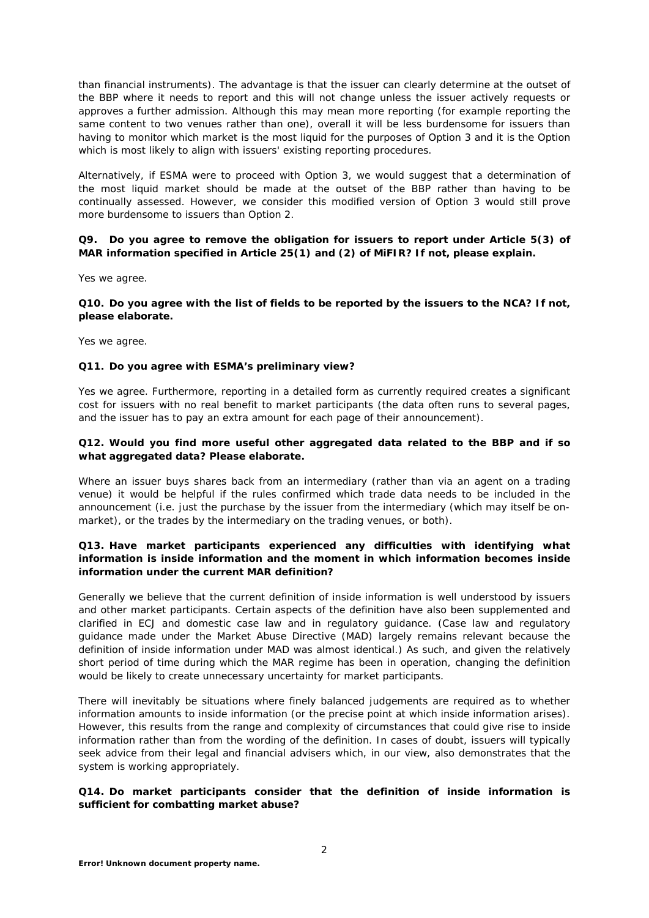than financial instruments). The advantage is that the issuer can clearly determine at the outset of the BBP where it needs to report and this will not change unless the issuer actively requests or approves a further admission. Although this may mean more reporting (for example reporting the same content to two venues rather than one), overall it will be less burdensome for issuers than having to monitor which market is the most liquid for the purposes of Option 3 and it is the Option which is most likely to align with issuers' existing reporting procedures.

Alternatively, if ESMA were to proceed with Option 3, we would suggest that a determination of the most liquid market should be made at the outset of the BBP rather than having to be continually assessed. However, we consider this modified version of Option 3 would still prove more burdensome to issuers than Option 2.

**Q9. Do you agree to remove the obligation for issuers to report under Article 5(3) of MAR information specified in Article 25(1) and (2) of MiFIR? If not, please explain.**

Yes we agree.

**Q10. Do you agree with the list of fields to be reported by the issuers to the NCA? If not, please elaborate.**

Yes we agree.

**Q11. Do you agree with ESMA's preliminary view?**

Yes we agree. Furthermore, reporting in a detailed form as currently required creates a significant cost for issuers with no real benefit to market participants (the data often runs to several pages, and the issuer has to pay an extra amount for each page of their announcement).

**Q12. Would you find more useful other aggregated data related to the BBP and if so what aggregated data? Please elaborate.**

Where an issuer buys shares back from an intermediary (rather than via an agent on a trading venue) it would be helpful if the rules confirmed which trade data needs to be included in the announcement (i.e. just the purchase by the issuer from the intermediary (which may itself be on-market), or the trades by the intermediary on the trading venues, or both).

**Q13. Have market participants experienced any difficulties with identifying what information is inside information and the moment in which information becomes inside information under the current MAR definition?**

Generally we believe that the current definition of inside information is well understood by issuers and other market participants. Certain aspects of the definition have also been supplemented and clarified in ECJ and domestic case law and in regulatory guidance. (Case law and regulatory guidance made under the Market Abuse Directive (MAD) largely remains relevant because the definition of inside information under MAD was almost identical.) As such, and given the relatively short period of time during which the MAR regime has been in operation, changing the definition would be likely to create unnecessary uncertainty for market participants.

There will inevitably be situations where finely balanced judgements are required as to whether information amounts to inside information (or the precise point at which inside information arises). However, this results from the range and complexity of circumstances that could give rise to inside information rather than from the wording of the definition. In cases of doubt, issuers will typically seek advice from their legal and financial advisers which, in our view, also demonstrates that the system is working appropriately.

**Q14. Do market participants consider that the definition of inside information is sufficient for combatting market abuse?**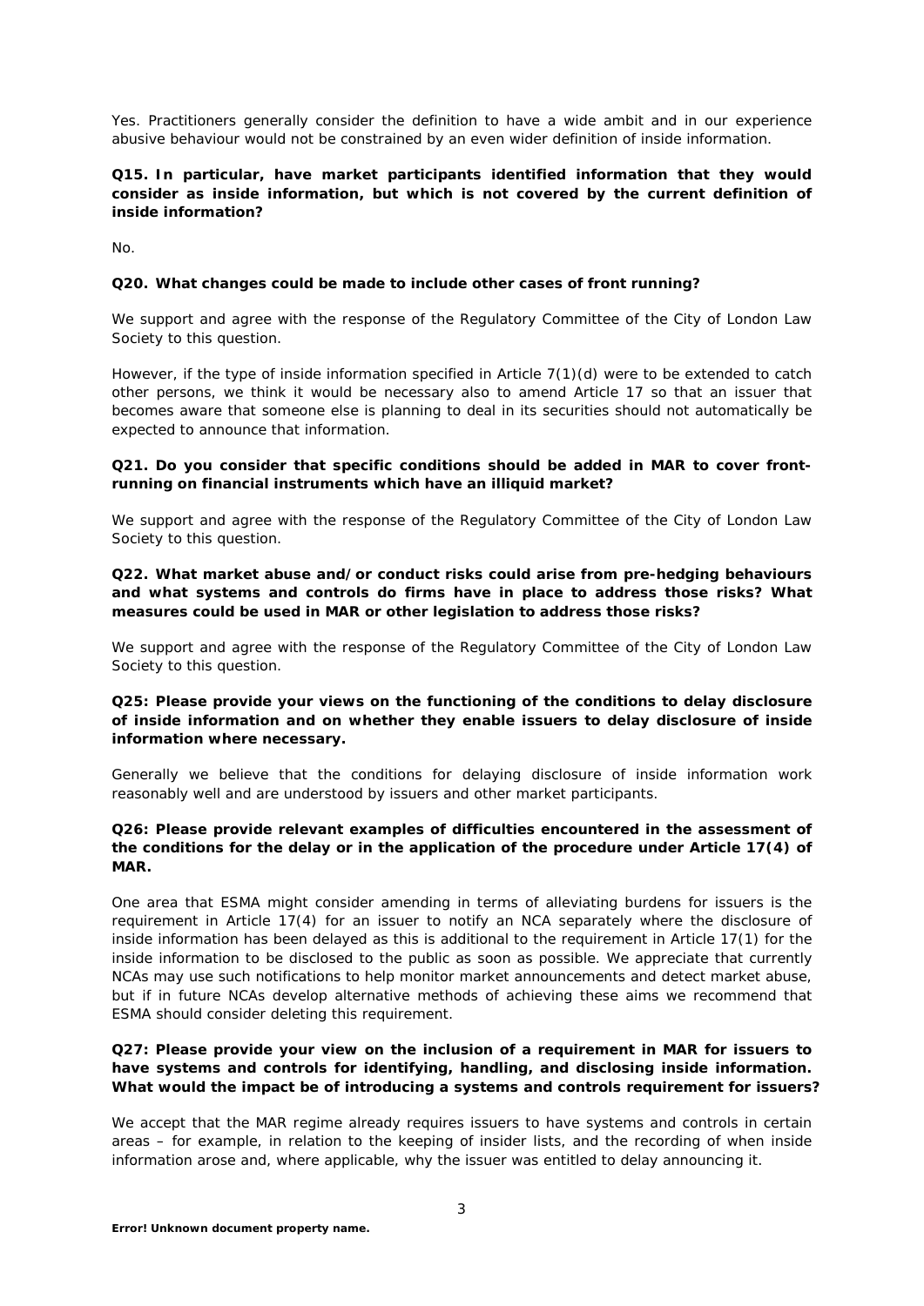Yes. Practitioners generally consider the definition to have a wide ambit and in our experience abusive behaviour would not be constrained by an even wider definition of inside information.

**Q15. In particular, have market participants identified information that they would consider as inside information, but which is not covered by the current definition of inside information?**

No.

**Q20. What changes could be made to include other cases of front running?**

We support and agree with the response of the Regulatory Committee of the City of London Law Society to this question.

However, if the type of inside information specified in Article 7(1)(d) were to be extended to catch other persons, we think it would be necessary also to amend Article 17 so that an issuer that becomes aware that someone else is planning to deal in its securities should not automatically be expected to announce that information.

**Q21. Do you consider that specific conditions should be added in MAR to cover front-running on financial instruments which have an illiquid market?**

We support and agree with the response of the Regulatory Committee of the City of London Law Society to this question.

**Q22. What market abuse and/or conduct risks could arise from pre-hedging behaviours and what systems and controls do firms have in place to address those risks? What measures could be used in MAR or other legislation to address those risks?**

We support and agree with the response of the Regulatory Committee of the City of London Law Society to this question.

**Q25: Please provide your views on the functioning of the conditions to delay disclosure of inside information and on whether they enable issuers to delay disclosure of inside information where necessary.**

Generally we believe that the conditions for delaying disclosure of inside information work reasonably well and are understood by issuers and other market participants.

**Q26: Please provide relevant examples of difficulties encountered in the assessment of the conditions for the delay or in the application of the procedure under Article 17(4) of MAR.**

One area that ESMA might consider amending in terms of alleviating burdens for issuers is the requirement in Article 17(4) for an issuer to notify an NCA separately where the disclosure of inside information has been delayed as this is additional to the requirement in Article 17(1) for the inside information to be disclosed to the public as soon as possible. We appreciate that currently NCAs may use such notifications to help monitor market announcements and detect market abuse, but if in future NCAs develop alternative methods of achieving these aims we recommend that ESMA should consider deleting this requirement.

**Q27: Please provide your view on the inclusion of a requirement in MAR for issuers to have systems and controls for identifying, handling, and disclosing inside information. What would the impact be of introducing a systems and controls requirement for issuers?**

We accept that the MAR regime already requires issuers to have systems and controls in certain areas – for example, in relation to the keeping of insider lists, and the recording of when inside information arose and, where applicable, why the issuer was entitled to delay announcing it.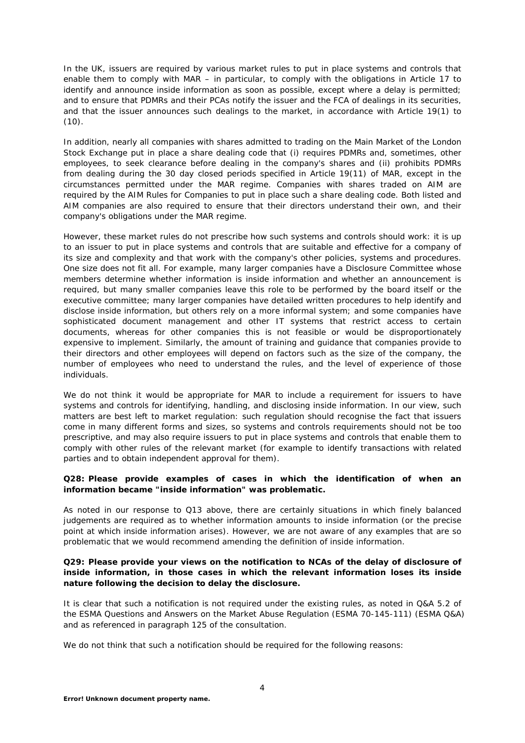In the UK, issuers are required by various market rules to put in place systems and controls that enable them to comply with MAR – in particular, to comply with the obligations in Article 17 to identify and announce inside information as soon as possible, except where a delay is permitted; and to ensure that PDMRs and their PCAs notify the issuer and the FCA of dealings in its securities, and that the issuer announces such dealings to the market, in accordance with Article 19(1) to (10).

In addition, nearly all companies with shares admitted to trading on the Main Market of the London Stock Exchange put in place a share dealing code that (i) requires PDMRs and, sometimes, other employees, to seek clearance before dealing in the company's shares and (ii) prohibits PDMRs from dealing during the 30 day closed periods specified in Article 19(11) of MAR, except in the circumstances permitted under the MAR regime. Companies with shares traded on AIM are required by the AIM Rules for Companies to put in place such a share dealing code. Both listed and AIM companies are also required to ensure that their directors understand their own, and their company's obligations under the MAR regime.

However, these market rules do not prescribe how such systems and controls should work: it is up to an issuer to put in place systems and controls that are suitable and effective for a company of its size and complexity and that work with the company's other policies, systems and procedures. One size does not fit all. For example, many larger companies have a Disclosure Committee whose members determine whether information is inside information and whether an announcement is required, but many smaller companies leave this role to be performed by the board itself or the executive committee; many larger companies have detailed written procedures to help identify and disclose inside information, but others rely on a more informal system; and some companies have sophisticated document management and other IT systems that restrict access to certain documents, whereas for other companies this is not feasible or would be disproportionately expensive to implement. Similarly, the amount of training and guidance that companies provide to their directors and other employees will depend on factors such as the size of the company, the number of employees who need to understand the rules, and the level of experience of those individuals.

We do not think it would be appropriate for MAR to include a requirement for issuers to have systems and controls for identifying, handling, and disclosing inside information. In our view, such matters are best left to market regulation: such regulation should recognise the fact that issuers come in many different forms and sizes, so systems and controls requirements should not be too prescriptive, and may also require issuers to put in place systems and controls that enable them to comply with other rules of the relevant market (for example to identify transactions with related parties and to obtain independent approval for them).

**Q28: Please provide examples of cases in which the identification of when an information became "inside information" was problematic.**

As noted in our response to Q13 above, there are certainly situations in which finely balanced judgements are required as to whether information amounts to inside information (or the precise point at which inside information arises). However, we are not aware of any examples that are so problematic that we would recommend amending the definition of inside information.

**Q29: Please provide your views on the notification to NCAs of the delay of disclosure of inside information, in those cases in which the relevant information loses its inside nature following the decision to delay the disclosure.**

It is clear that such a notification is not required under the existing rules, as noted in Q&A 5.2 of the ESMA Questions and Answers on the Market Abuse Regulation (ESMA 70-145-111) (ESMA Q&A) and as referenced in paragraph 125 of the consultation.

We do not think that such a notification should be required for the following reasons: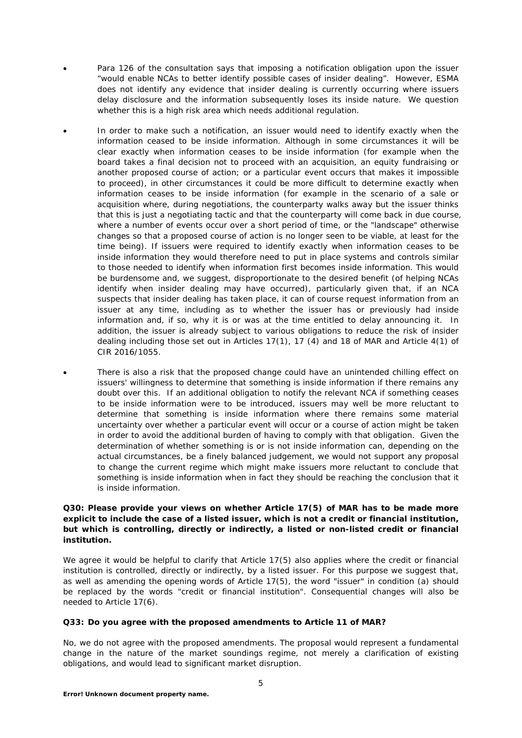- Para 126 of the consultation says that imposing a notification obligation upon the issuer "would enable NCAs to better identify possible cases of insider dealing". However, ESMA does not identify any evidence that insider dealing is currently occurring where issuers delay disclosure and the information subsequently loses its inside nature. We question whether this is a high risk area which needs additional regulation.

- In order to make such a notification, an issuer would need to identify exactly when the information ceased to be inside information. Although in some circumstances it will be clear exactly when information ceases to be inside information (for example when the board takes a final decision not to proceed with an acquisition, an equity fundraising or another proposed course of action; or a particular event occurs that makes it impossible to proceed), in other circumstances it could be more difficult to determine exactly when information ceases to be inside information (for example in the scenario of a sale or acquisition where, during negotiations, the counterparty walks away but the issuer thinks that this is just a negotiating tactic and that the counterparty will come back in due course, where a number of events occur over a short period of time, or the "landscape" otherwise changes so that a proposed course of action is no longer seen to be viable, at least for the time being). If issuers were required to identify exactly when information ceases to be inside information they would therefore need to put in place systems and controls similar to those needed to identify when information first becomes inside information. This would be burdensome and, we suggest, disproportionate to the desired benefit (of helping NCAs identify when insider dealing may have occurred), particularly given that, if an NCA suspects that insider dealing has taken place, it can of course request information from an issuer at any time, including as to whether the issuer has or previously had inside information and, if so, why it is or was at the time entitled to delay announcing it. In addition, the issuer is already subject to various obligations to reduce the risk of insider dealing including those set out in Articles 17(1), 17 (4) and 18 of MAR and Article 4(1) of CIR 2016/1055.

- There is also a risk that the proposed change could have an unintended chilling effect on issuers' willingness to determine that something is inside information if there remains any doubt over this. If an additional obligation to notify the relevant NCA if something ceases to be inside information were to be introduced, issuers may well be more reluctant to determine that something is inside information where there remains some material uncertainty over whether a particular event will occur or a course of action might be taken in order to avoid the additional burden of having to comply with that obligation. Given the determination of whether something is or is not inside information can, depending on the actual circumstances, be a finely balanced judgement, we would not support any proposal to change the current regime which might make issuers more reluctant to conclude that something is inside information when in fact they should be reaching the conclusion that it is inside information.

**Q30: Please provide your views on whether Article 17(5) of MAR has to be made more explicit to include the case of a listed issuer, which is not a credit or financial institution, but which is controlling, directly or indirectly, a listed or non-listed credit or financial institution.**

We agree it would be helpful to clarify that Article 17(5) also applies where the credit or financial institution is controlled, directly or indirectly, by a listed issuer. For this purpose we suggest that, as well as amending the opening words of Article 17(5), the word "issuer" in condition (a) should be replaced by the words "credit or financial institution". Consequential changes will also be needed to Article 17(6).

**Q33: Do you agree with the proposed amendments to Article 11 of MAR?**

No, we do not agree with the proposed amendments. The proposal would represent a fundamental change in the nature of the market soundings regime, not merely a clarification of existing obligations, and would lead to significant market disruption.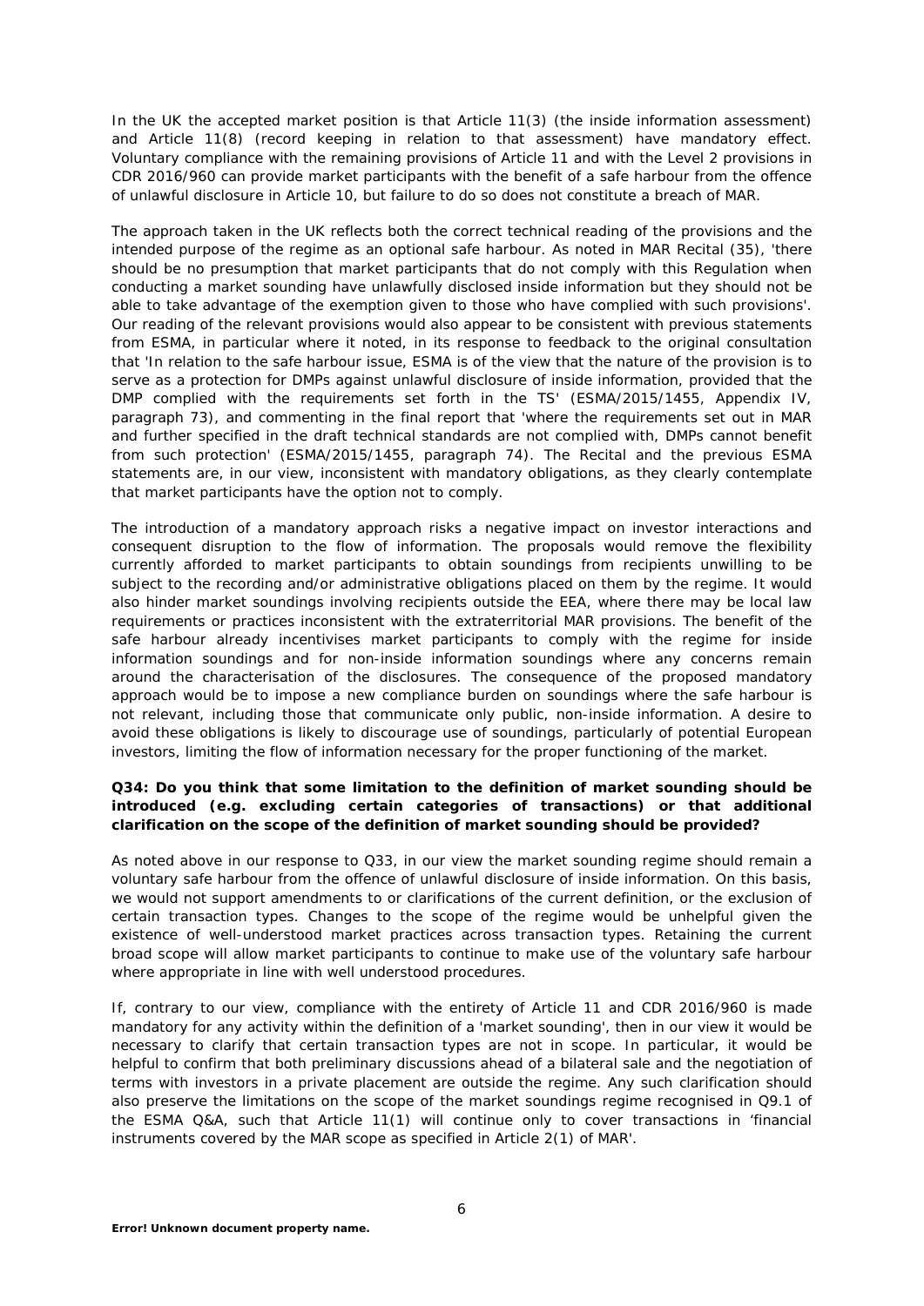In the UK the accepted market position is that Article 11(3) (the inside information assessment) and Article 11(8) (record keeping in relation to that assessment) have mandatory effect. Voluntary compliance with the remaining provisions of Article 11 and with the Level 2 provisions in CDR 2016/960 can provide market participants with the benefit of a safe harbour from the offence of unlawful disclosure in Article 10, but failure to do so does not constitute a breach of MAR.

The approach taken in the UK reflects both the correct technical reading of the provisions and the intended purpose of the regime as an optional safe harbour. As noted in MAR Recital (35), 'there should be no presumption that market participants that do not comply with this Regulation when conducting a market sounding have unlawfully disclosed inside information but they should not be able to take advantage of the exemption given to those who have complied with such provisions'. Our reading of the relevant provisions would also appear to be consistent with previous statements from ESMA, in particular where it noted, in its response to feedback to the original consultation that 'In relation to the safe harbour issue, ESMA is of the view that the nature of the provision is to serve as a protection for DMPs against unlawful disclosure of inside information, provided that the DMP complied with the requirements set forth in the TS' (ESMA/2015/1455, Appendix IV, paragraph 73), and commenting in the final report that 'where the requirements set out in MAR and further specified in the draft technical standards are not complied with, DMPs cannot benefit from such protection' (ESMA/2015/1455, paragraph 74). The Recital and the previous ESMA statements are, in our view, inconsistent with mandatory obligations, as they clearly contemplate that market participants have the option not to comply.

The introduction of a mandatory approach risks a negative impact on investor interactions and consequent disruption to the flow of information. The proposals would remove the flexibility currently afforded to market participants to obtain soundings from recipients unwilling to be subject to the recording and/or administrative obligations placed on them by the regime. It would also hinder market soundings involving recipients outside the EEA, where there may be local law requirements or practices inconsistent with the extraterritorial MAR provisions. The benefit of the safe harbour already incentivises market participants to comply with the regime for inside information soundings and for non-inside information soundings where any concerns remain around the characterisation of the disclosures. The consequence of the proposed mandatory approach would be to impose a new compliance burden on soundings where the safe harbour is not relevant, including those that communicate only public, non-inside information. A desire to avoid these obligations is likely to discourage use of soundings, particularly of potential European investors, limiting the flow of information necessary for the proper functioning of the market.

**Q34: Do you think that some limitation to the definition of market sounding should be introduced (e.g. excluding certain categories of transactions) or that additional clarification on the scope of the definition of market sounding should be provided?**

As noted above in our response to Q33, in our view the market sounding regime should remain a voluntary safe harbour from the offence of unlawful disclosure of inside information. On this basis, we would not support amendments to or clarifications of the current definition, or the exclusion of certain transaction types. Changes to the scope of the regime would be unhelpful given the existence of well-understood market practices across transaction types. Retaining the current broad scope will allow market participants to continue to make use of the voluntary safe harbour where appropriate in line with well understood procedures.

If, contrary to our view, compliance with the entirety of Article 11 and CDR 2016/960 is made mandatory for any activity within the definition of a 'market sounding', then in our view it would be necessary to clarify that certain transaction types are not in scope. In particular, it would be helpful to confirm that both preliminary discussions ahead of a bilateral sale and the negotiation of terms with investors in a private placement are outside the regime. Any such clarification should also preserve the limitations on the scope of the market soundings regime recognised in Q9.1 of the ESMA Q&A, such that Article 11(1) will continue only to cover transactions in 'financial instruments covered by the MAR scope as specified in Article 2(1) of MAR'.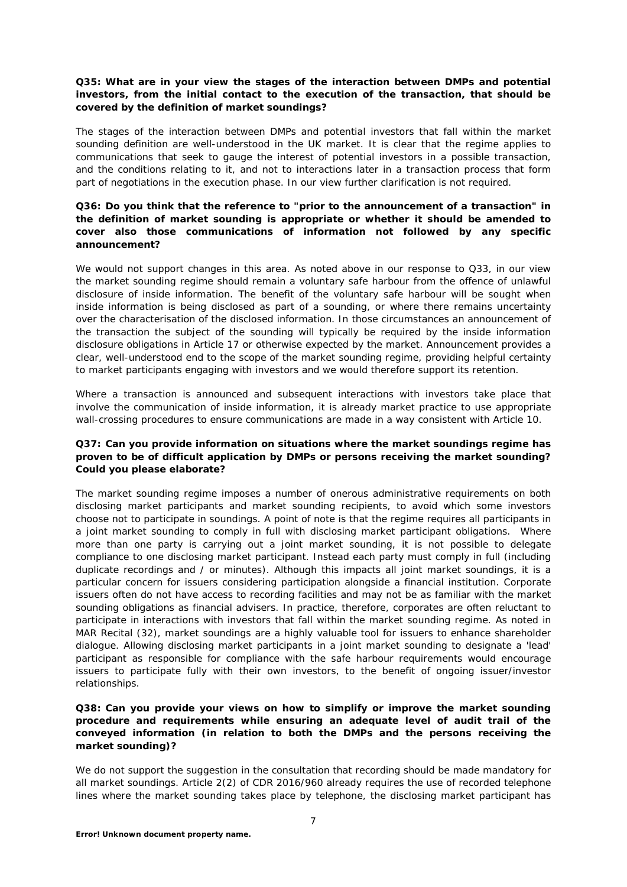**Q35: What are in your view the stages of the interaction between DMPs and potential investors, from the initial contact to the execution of the transaction, that should be covered by the definition of market soundings?**

The stages of the interaction between DMPs and potential investors that fall within the market sounding definition are well-understood in the UK market. It is clear that the regime applies to communications that seek to gauge the interest of potential investors in a possible transaction, and the conditions relating to it, and not to interactions later in a transaction process that form part of negotiations in the execution phase. In our view further clarification is not required.

**Q36: Do you think that the reference to "prior to the announcement of a transaction" in the definition of market sounding is appropriate or whether it should be amended to cover also those communications of information not followed by any specific announcement?**

We would not support changes in this area. As noted above in our response to Q33, in our view the market sounding regime should remain a voluntary safe harbour from the offence of unlawful disclosure of inside information. The benefit of the voluntary safe harbour will be sought when inside information is being disclosed as part of a sounding, or where there remains uncertainty over the characterisation of the disclosed information. In those circumstances an announcement of the transaction the subject of the sounding will typically be required by the inside information disclosure obligations in Article 17 or otherwise expected by the market. Announcement provides a clear, well-understood end to the scope of the market sounding regime, providing helpful certainty to market participants engaging with investors and we would therefore support its retention.

Where a transaction is announced and subsequent interactions with investors take place that involve the communication of inside information, it is already market practice to use appropriate wall-crossing procedures to ensure communications are made in a way consistent with Article 10.

**Q37: Can you provide information on situations where the market soundings regime has proven to be of difficult application by DMPs or persons receiving the market sounding? Could you please elaborate?**

The market sounding regime imposes a number of onerous administrative requirements on both disclosing market participants and market sounding recipients, to avoid which some investors choose not to participate in soundings. A point of note is that the regime requires all participants in a joint market sounding to comply in full with disclosing market participant obligations. Where more than one party is carrying out a joint market sounding, it is not possible to delegate compliance to one disclosing market participant. Instead each party must comply in full (including duplicate recordings and / or minutes). Although this impacts all joint market soundings, it is a particular concern for issuers considering participation alongside a financial institution. Corporate issuers often do not have access to recording facilities and may not be as familiar with the market sounding obligations as financial advisers. In practice, therefore, corporates are often reluctant to participate in interactions with investors that fall within the market sounding regime. As noted in MAR Recital (32), market soundings are a highly valuable tool for issuers to enhance shareholder dialogue. Allowing disclosing market participants in a joint market sounding to designate a 'lead' participant as responsible for compliance with the safe harbour requirements would encourage issuers to participate fully with their own investors, to the benefit of ongoing issuer/investor relationships.

**Q38: Can you provide your views on how to simplify or improve the market sounding procedure and requirements while ensuring an adequate level of audit trail of the conveyed information (in relation to both the DMPs and the persons receiving the market sounding)?**

We do not support the suggestion in the consultation that recording should be made mandatory for all market soundings. Article 2(2) of CDR 2016/960 already requires the use of recorded telephone lines where the market sounding takes place by telephone, the disclosing market participant has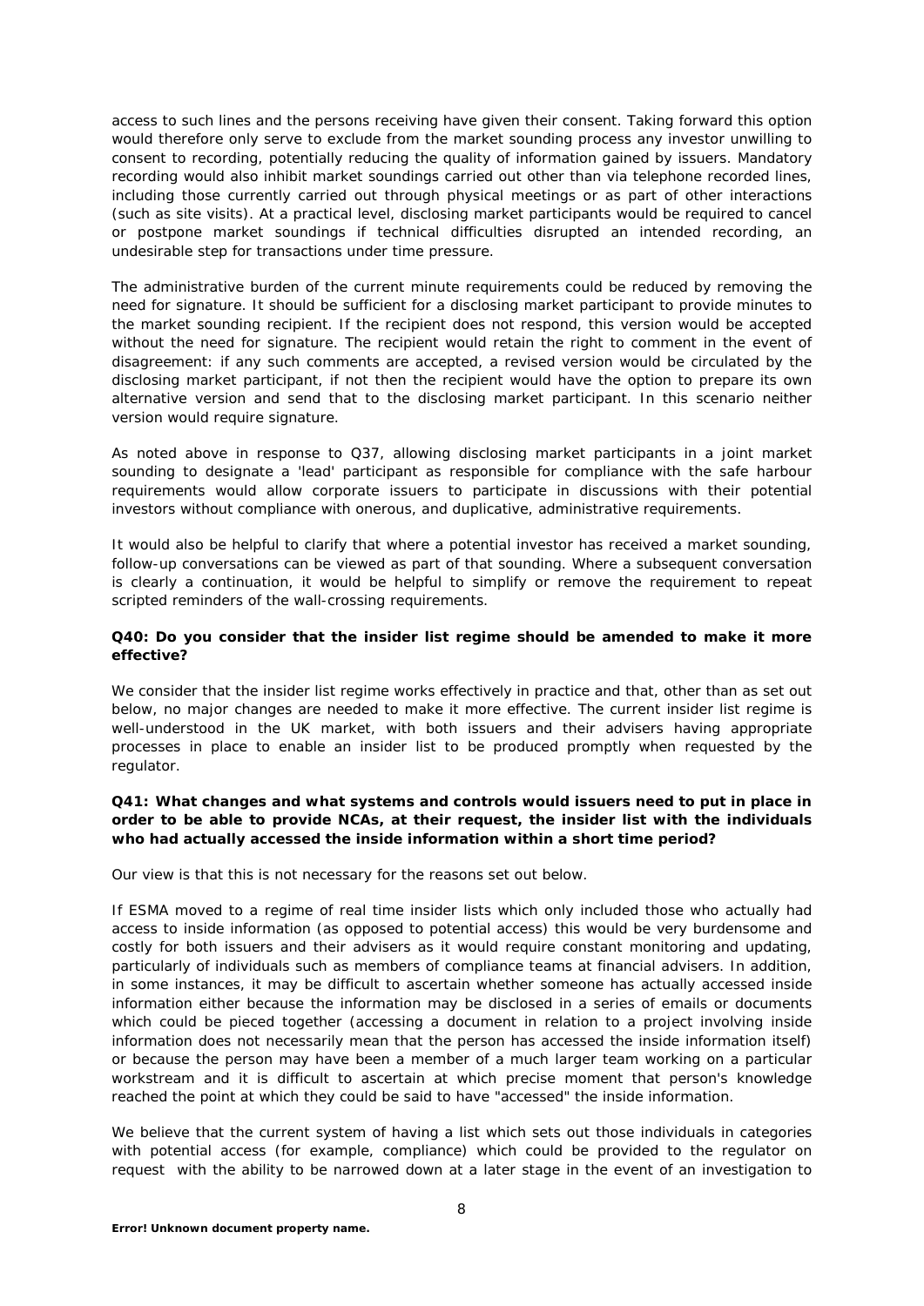access to such lines and the persons receiving have given their consent. Taking forward this option would therefore only serve to exclude from the market sounding process any investor unwilling to consent to recording, potentially reducing the quality of information gained by issuers. Mandatory recording would also inhibit market soundings carried out other than via telephone recorded lines, including those currently carried out through physical meetings or as part of other interactions (such as site visits). At a practical level, disclosing market participants would be required to cancel or postpone market soundings if technical difficulties disrupted an intended recording, an undesirable step for transactions under time pressure.

The administrative burden of the current minute requirements could be reduced by removing the need for signature. It should be sufficient for a disclosing market participant to provide minutes to the market sounding recipient. If the recipient does not respond, this version would be accepted without the need for signature. The recipient would retain the right to comment in the event of disagreement: if any such comments are accepted, a revised version would be circulated by the disclosing market participant, if not then the recipient would have the option to prepare its own alternative version and send that to the disclosing market participant. In this scenario neither version would require signature.

As noted above in response to Q37, allowing disclosing market participants in a joint market sounding to designate a 'lead' participant as responsible for compliance with the safe harbour requirements would allow corporate issuers to participate in discussions with their potential investors without compliance with onerous, and duplicative, administrative requirements.

It would also be helpful to clarify that where a potential investor has received a market sounding, follow-up conversations can be viewed as part of that sounding. Where a subsequent conversation is clearly a continuation, it would be helpful to simplify or remove the requirement to repeat scripted reminders of the wall-crossing requirements.

**Q40: Do you consider that the insider list regime should be amended to make it more effective?**

We consider that the insider list regime works effectively in practice and that, other than as set out below, no major changes are needed to make it more effective. The current insider list regime is well-understood in the UK market, with both issuers and their advisers having appropriate processes in place to enable an insider list to be produced promptly when requested by the regulator.

**Q41: What changes and what systems and controls would issuers need to put in place in order to be able to provide NCAs, at their request, the insider list with the individuals who had actually accessed the inside information within a short time period?**

Our view is that this is not necessary for the reasons set out below.

If ESMA moved to a regime of real time insider lists which only included those who actually had access to inside information (as opposed to potential access) this would be very burdensome and costly for both issuers and their advisers as it would require constant monitoring and updating, particularly of individuals such as members of compliance teams at financial advisers. In addition, in some instances, it may be difficult to ascertain whether someone has actually accessed inside information either because the information may be disclosed in a series of emails or documents which could be pieced together (accessing a document in relation to a project involving inside information does not necessarily mean that the person has accessed the inside information itself) or because the person may have been a member of a much larger team working on a particular workstream and it is difficult to ascertain at which precise moment that person's knowledge reached the point at which they could be said to have "accessed" the inside information.

We believe that the current system of having a list which sets out those individuals in categories with potential access (for example, compliance) which could be provided to the regulator on request with the ability to be narrowed down at a later stage in the event of an investigation to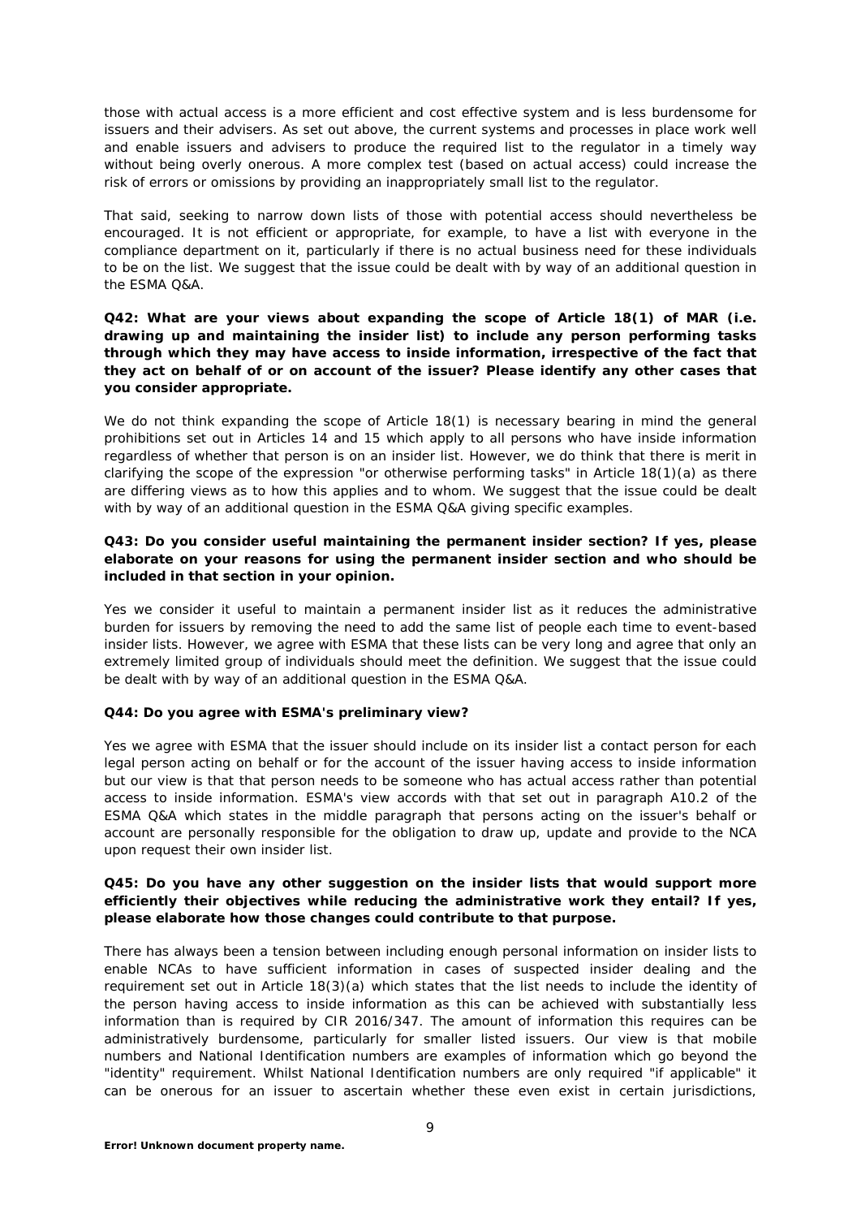those with actual access is a more efficient and cost effective system and is less burdensome for issuers and their advisers. As set out above, the current systems and processes in place work well and enable issuers and advisers to produce the required list to the regulator in a timely way without being overly onerous. A more complex test (based on actual access) could increase the risk of errors or omissions by providing an inappropriately small list to the regulator.

That said, seeking to narrow down lists of those with potential access should nevertheless be encouraged. It is not efficient or appropriate, for example, to have a list with everyone in the compliance department on it, particularly if there is no actual business need for these individuals to be on the list. We suggest that the issue could be dealt with by way of an additional question in the ESMA Q&A.

**Q42: What are your views about expanding the scope of Article 18(1) of MAR (i.e. drawing up and maintaining the insider list) to include any person performing tasks through which they may have access to inside information, irrespective of the fact that they act on behalf of or on account of the issuer? Please identify any other cases that you consider appropriate.**

We do not think expanding the scope of Article 18(1) is necessary bearing in mind the general prohibitions set out in Articles 14 and 15 which apply to all persons who have inside information regardless of whether that person is on an insider list. However, we do think that there is merit in clarifying the scope of the expression "or otherwise performing tasks" in Article 18(1)(a) as there are differing views as to how this applies and to whom. We suggest that the issue could be dealt with by way of an additional question in the ESMA Q&A giving specific examples.

**Q43: Do you consider useful maintaining the permanent insider section? If yes, please elaborate on your reasons for using the permanent insider section and who should be included in that section in your opinion.**

Yes we consider it useful to maintain a permanent insider list as it reduces the administrative burden for issuers by removing the need to add the same list of people each time to event-based insider lists. However, we agree with ESMA that these lists can be very long and agree that only an extremely limited group of individuals should meet the definition. We suggest that the issue could be dealt with by way of an additional question in the ESMA Q&A.

**Q44: Do you agree with ESMA's preliminary view?**

Yes we agree with ESMA that the issuer should include on its insider list a contact person for each legal person acting on behalf or for the account of the issuer having access to inside information but our view is that that person needs to be someone who has actual access rather than potential access to inside information. ESMA's view accords with that set out in paragraph A10.2 of the ESMA Q&A which states in the middle paragraph that persons acting on the issuer's behalf or account are personally responsible for the obligation to draw up, update and provide to the NCA upon request their own insider list.

**Q45: Do you have any other suggestion on the insider lists that would support more efficiently their objectives while reducing the administrative work they entail? If yes, please elaborate how those changes could contribute to that purpose.**

There has always been a tension between including enough personal information on insider lists to enable NCAs to have sufficient information in cases of suspected insider dealing and the requirement set out in Article 18(3)(a) which states that the list needs to include the identity of the person having access to inside information as this can be achieved with substantially less information than is required by CIR 2016/347. The amount of information this requires can be administratively burdensome, particularly for smaller listed issuers. Our view is that mobile numbers and National Identification numbers are examples of information which go beyond the "identity" requirement. Whilst National Identification numbers are only required "if applicable" it can be onerous for an issuer to ascertain whether these even exist in certain jurisdictions,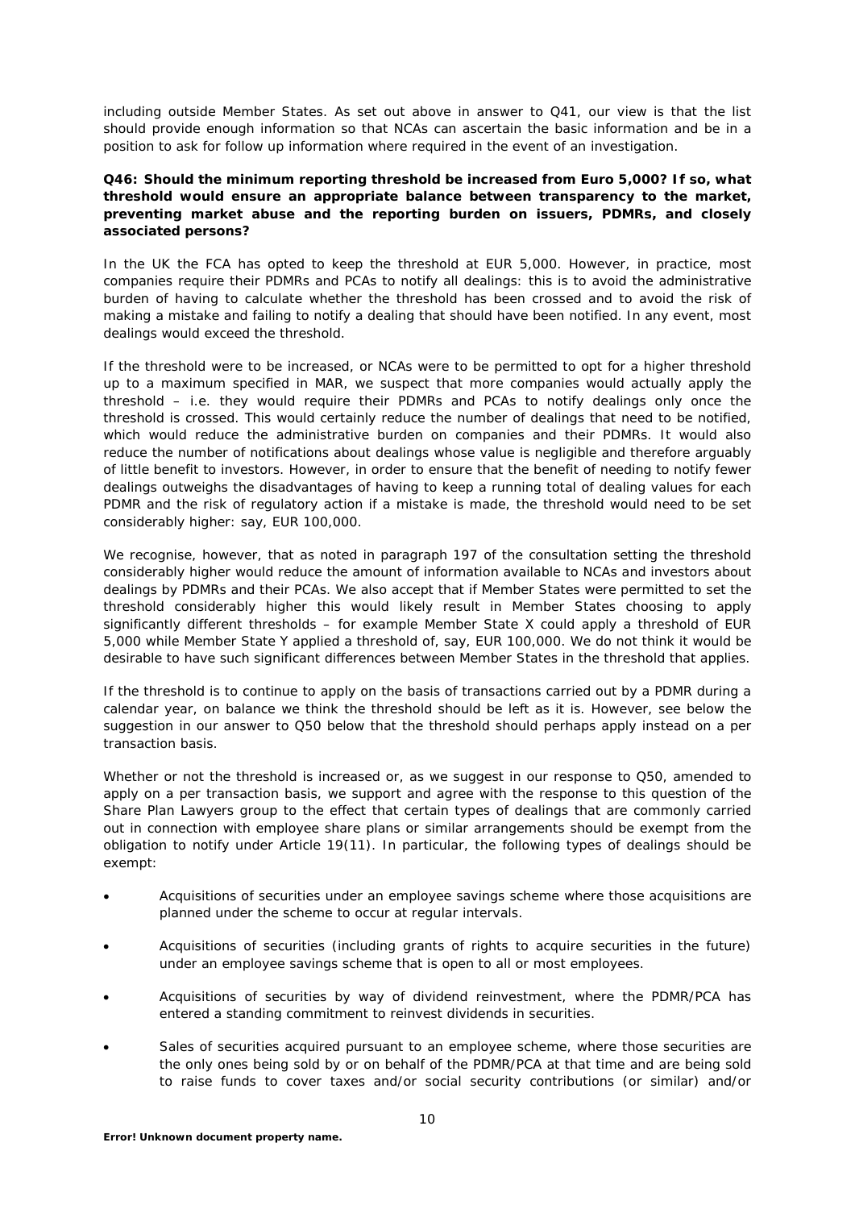including outside Member States. As set out above in answer to Q41, our view is that the list should provide enough information so that NCAs can ascertain the basic information and be in a position to ask for follow up information where required in the event of an investigation.

**Q46: Should the minimum reporting threshold be increased from Euro 5,000? If so, what threshold would ensure an appropriate balance between transparency to the market, preventing market abuse and the reporting burden on issuers, PDMRs, and closely associated persons?**

In the UK the FCA has opted to keep the threshold at EUR 5,000. However, in practice, most companies require their PDMRs and PCAs to notify all dealings: this is to avoid the administrative burden of having to calculate whether the threshold has been crossed and to avoid the risk of making a mistake and failing to notify a dealing that should have been notified. In any event, most dealings would exceed the threshold.

If the threshold were to be increased, or NCAs were to be permitted to opt for a higher threshold up to a maximum specified in MAR, we suspect that more companies would actually apply the threshold – i.e. they would require their PDMRs and PCAs to notify dealings only once the threshold is crossed. This would certainly reduce the number of dealings that need to be notified, which would reduce the administrative burden on companies and their PDMRs. It would also reduce the number of notifications about dealings whose value is negligible and therefore arguably of little benefit to investors. However, in order to ensure that the benefit of needing to notify fewer dealings outweighs the disadvantages of having to keep a running total of dealing values for each PDMR and the risk of regulatory action if a mistake is made, the threshold would need to be set considerably higher: say, EUR 100,000.

We recognise, however, that as noted in paragraph 197 of the consultation setting the threshold considerably higher would reduce the amount of information available to NCAs and investors about dealings by PDMRs and their PCAs. We also accept that if Member States were permitted to set the threshold considerably higher this would likely result in Member States choosing to apply significantly different thresholds – for example Member State X could apply a threshold of EUR 5,000 while Member State Y applied a threshold of, say, EUR 100,000. We do not think it would be desirable to have such significant differences between Member States in the threshold that applies.

If the threshold is to continue to apply on the basis of transactions carried out by a PDMR during a calendar year, on balance we think the threshold should be left as it is. However, see below the suggestion in our answer to Q50 below that the threshold should perhaps apply instead on a per transaction basis.

Whether or not the threshold is increased or, as we suggest in our response to Q50, amended to apply on a per transaction basis, we support and agree with the response to this question of the Share Plan Lawyers group to the effect that certain types of dealings that are commonly carried out in connection with employee share plans or similar arrangements should be exempt from the obligation to notify under Article 19(11). In particular, the following types of dealings should be exempt:

- Acquisitions of securities under an employee savings scheme where those acquisitions are planned under the scheme to occur at regular intervals.
- Acquisitions of securities (including grants of rights to acquire securities in the future) under an employee savings scheme that is open to all or most employees.
- Acquisitions of securities by way of dividend reinvestment, where the PDMR/PCA has entered a standing commitment to reinvest dividends in securities.
- Sales of securities acquired pursuant to an employee scheme, where those securities are the only ones being sold by or on behalf of the PDMR/PCA at that time and are being sold to raise funds to cover taxes and/or social security contributions (or similar) and/or

**Error! Unknown document property name.**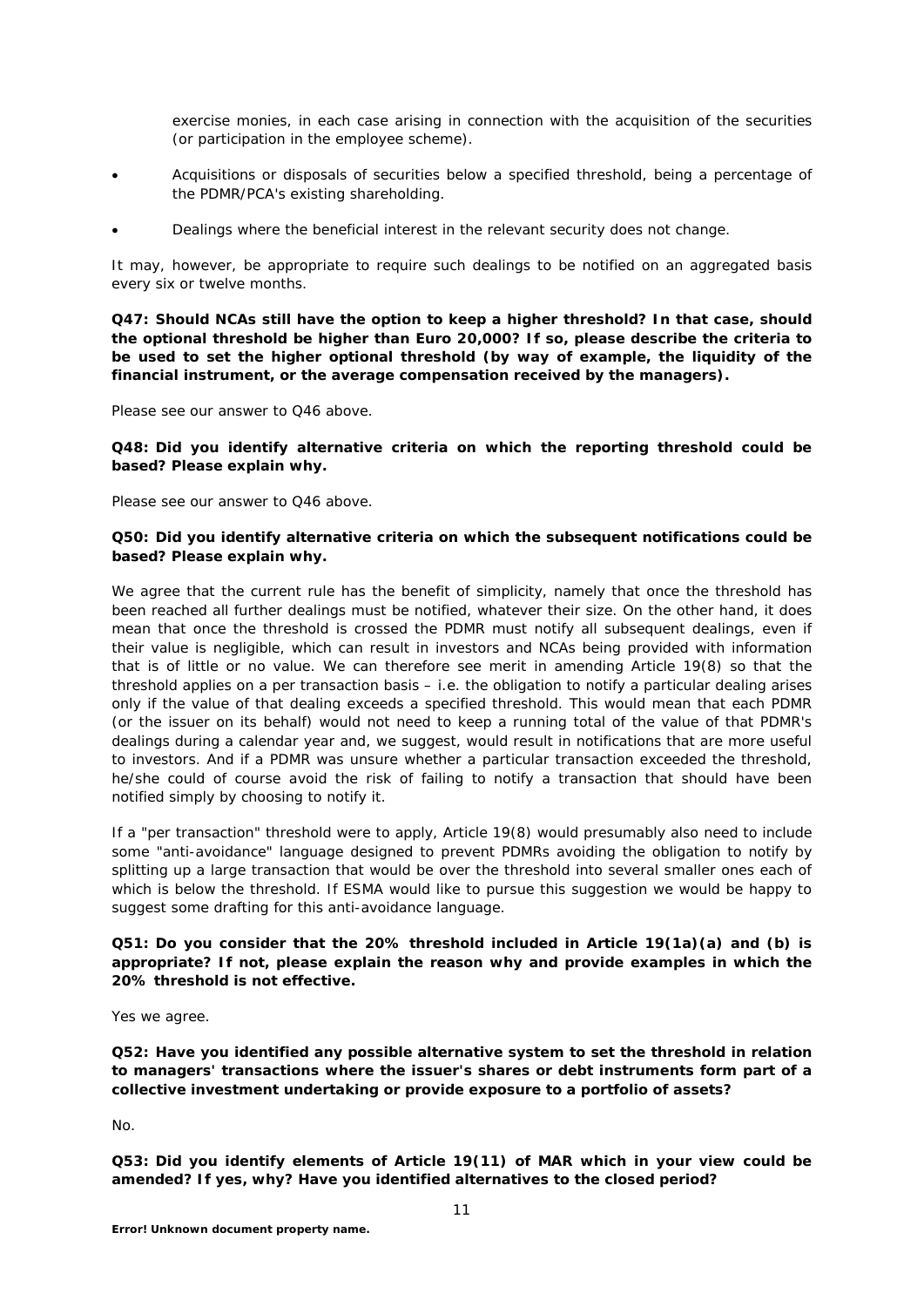exercise monies, in each case arising in connection with the acquisition of the securities (or participation in the employee scheme).

- Acquisitions or disposals of securities below a specified threshold, being a percentage of the PDMR/PCA's existing shareholding.
- Dealings where the beneficial interest in the relevant security does not change.

It may, however, be appropriate to require such dealings to be notified on an aggregated basis every six or twelve months.

**Q47: Should NCAs still have the option to keep a higher threshold? In that case, should the optional threshold be higher than Euro 20,000? If so, please describe the criteria to be used to set the higher optional threshold (by way of example, the liquidity of the financial instrument, or the average compensation received by the managers).**

Please see our answer to Q46 above.

**Q48: Did you identify alternative criteria on which the reporting threshold could be based? Please explain why.**

Please see our answer to Q46 above.

**Q50: Did you identify alternative criteria on which the subsequent notifications could be based? Please explain why.**

We agree that the current rule has the benefit of simplicity, namely that once the threshold has been reached all further dealings must be notified, whatever their size. On the other hand, it does mean that once the threshold is crossed the PDMR must notify all subsequent dealings, even if their value is negligible, which can result in investors and NCAs being provided with information that is of little or no value. We can therefore see merit in amending Article 19(8) so that the threshold applies on a per transaction basis – i.e. the obligation to notify a particular dealing arises only if the value of that dealing exceeds a specified threshold. This would mean that each PDMR (or the issuer on its behalf) would not need to keep a running total of the value of that PDMR's dealings during a calendar year and, we suggest, would result in notifications that are more useful to investors. And if a PDMR was unsure whether a particular transaction exceeded the threshold, he/she could of course avoid the risk of failing to notify a transaction that should have been notified simply by choosing to notify it.

If a "per transaction" threshold were to apply, Article 19(8) would presumably also need to include some "anti-avoidance" language designed to prevent PDMRs avoiding the obligation to notify by splitting up a large transaction that would be over the threshold into several smaller ones each of which is below the threshold. If ESMA would like to pursue this suggestion we would be happy to suggest some drafting for this anti-avoidance language.

**Q51: Do you consider that the 20% threshold included in Article 19(1a)(a) and (b) is appropriate? If not, please explain the reason why and provide examples in which the 20% threshold is not effective.**

Yes we agree.

**Q52: Have you identified any possible alternative system to set the threshold in relation to managers' transactions where the issuer's shares or debt instruments form part of a collective investment undertaking or provide exposure to a portfolio of assets?**

No.

**Q53: Did you identify elements of Article 19(11) of MAR which in your view could be amended? If yes, why? Have you identified alternatives to the closed period?**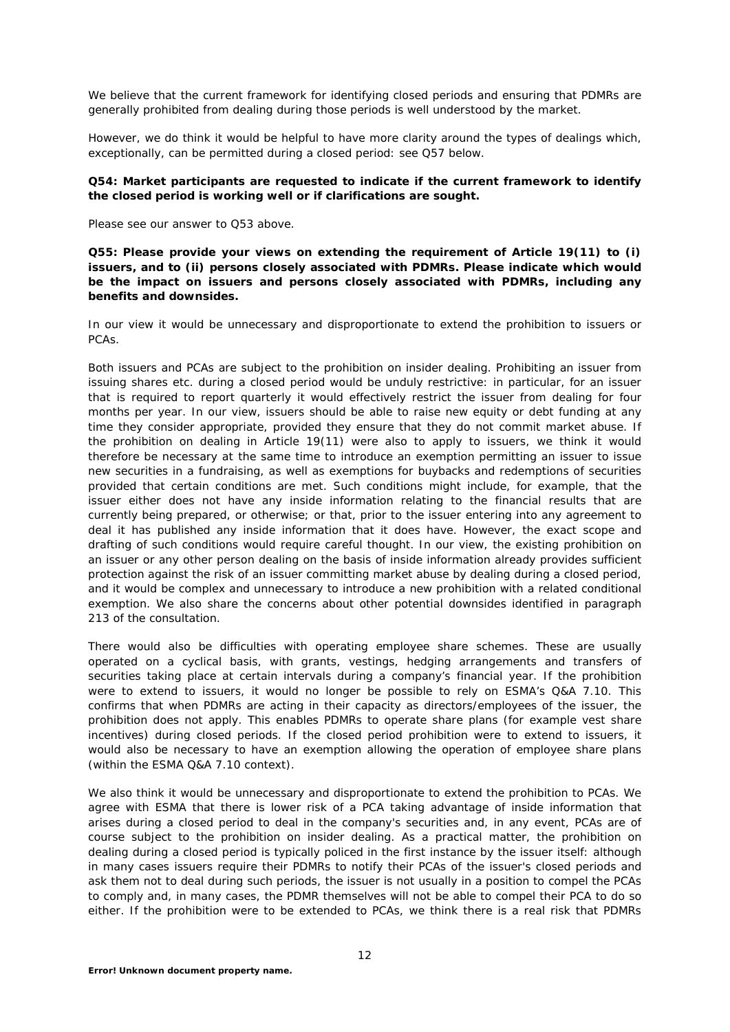We believe that the current framework for identifying closed periods and ensuring that PDMRs are generally prohibited from dealing during those periods is well understood by the market.

However, we do think it would be helpful to have more clarity around the types of dealings which, exceptionally, can be permitted during a closed period: see Q57 below.

***Q54: Market participants are requested to indicate if the current framework to identify the closed period is working well or if clarifications are sought.***

*Please see our answer to Q53 above.*

***Q55: Please provide your views on extending the requirement of Article 19(11) to (i) issuers, and to (ii) persons closely associated with PDMRs. Please indicate which would be the impact on issuers and persons closely associated with PDMRs, including any benefits and downsides.***

In our view it would be unnecessary and disproportionate to extend the prohibition to issuers or PCAs.

Both issuers and PCAs are subject to the prohibition on insider dealing. Prohibiting an issuer from issuing shares etc. during a closed period would be unduly restrictive: in particular, for an issuer that is required to report quarterly it would effectively restrict the issuer from dealing for four months per year. In our view, issuers should be able to raise new equity or debt funding at any time they consider appropriate, provided they ensure that they do not commit market abuse. If the prohibition on dealing in Article 19(11) were also to apply to issuers, we think it would therefore be necessary at the same time to introduce an exemption permitting an issuer to issue new securities in a fundraising, as well as exemptions for buybacks and redemptions of securities provided that certain conditions are met. Such conditions might include, for example, that the issuer either does not have any inside information relating to the financial results that are currently being prepared, or otherwise; or that, prior to the issuer entering into any agreement to deal it has published any inside information that it does have. However, the exact scope and drafting of such conditions would require careful thought. In our view, the existing prohibition on an issuer or any other person dealing on the basis of inside information already provides sufficient protection against the risk of an issuer committing market abuse by dealing during a closed period, and it would be complex and unnecessary to introduce a new prohibition with a related conditional exemption. We also share the concerns about other potential downsides identified in paragraph 213 of the consultation.

There would also be difficulties with operating employee share schemes. These are usually operated on a cyclical basis, with grants, vestings, hedging arrangements and transfers of securities taking place at certain intervals during a company's financial year. If the prohibition were to extend to issuers, it would no longer be possible to rely on ESMA's Q&A 7.10. This confirms that when PDMRs are acting in their capacity as directors/employees of the issuer, the prohibition does not apply. This enables PDMRs to operate share plans (for example vest share incentives) during closed periods. If the closed period prohibition were to extend to issuers, it would also be necessary to have an exemption allowing the operation of employee share plans (within the ESMA Q&A 7.10 context).

We also think it would be unnecessary and disproportionate to extend the prohibition to PCAs. We agree with ESMA that there is lower risk of a PCA taking advantage of inside information that arises during a closed period to deal in the company's securities and, in any event, PCAs are of course subject to the prohibition on insider dealing. As a practical matter, the prohibition on dealing during a closed period is typically policed in the first instance by the issuer itself: although in many cases issuers require their PDMRs to notify their PCAs of the issuer's closed periods and ask them not to deal during such periods, the issuer is not usually in a position to compel the PCAs to comply and, in many cases, the PDMR themselves will not be able to compel their PCA to do so either. If the prohibition were to be extended to PCAs, we think there is a real risk that PDMRs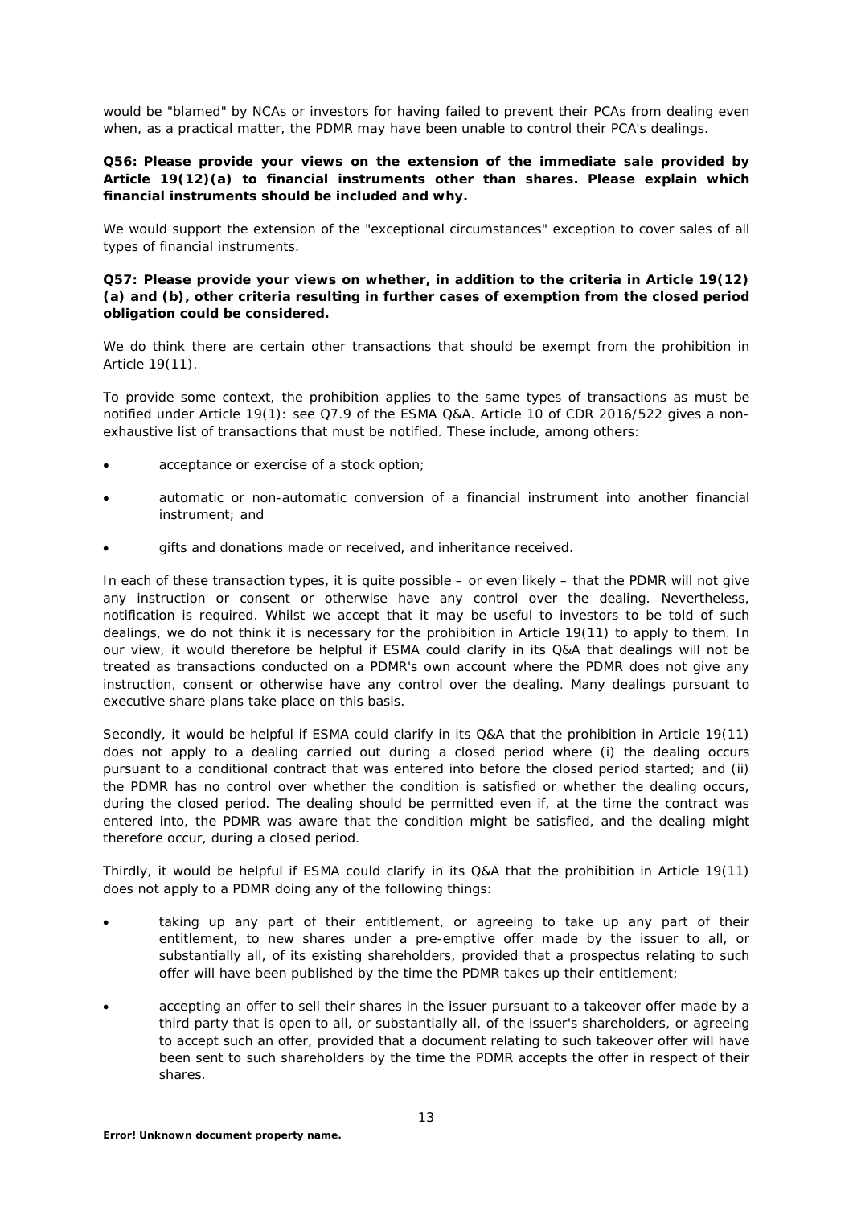would be "blamed" by NCAs or investors for having failed to prevent their PCAs from dealing even when, as a practical matter, the PDMR may have been unable to control their PCA's dealings.

**Q56: Please provide your views on the extension of the immediate sale provided by Article 19(12)(a) to financial instruments other than shares. Please explain which financial instruments should be included and why.**

We would support the extension of the "exceptional circumstances" exception to cover sales of all types of financial instruments.

**Q57: Please provide your views on whether, in addition to the criteria in Article 19(12) (a) and (b), other criteria resulting in further cases of exemption from the closed period obligation could be considered.**

We do think there are certain other transactions that should be exempt from the prohibition in Article 19(11).

To provide some context, the prohibition applies to the same types of transactions as must be notified under Article 19(1): see Q7.9 of the ESMA Q&A. Article 10 of CDR 2016/522 gives a non-exhaustive list of transactions that must be notified. These include, among others:

- acceptance or exercise of a stock option;
- automatic or non-automatic conversion of a financial instrument into another financial instrument; and
- gifts and donations made or received, and inheritance received.

In each of these transaction types, it is quite possible – or even likely – that the PDMR will not give any instruction or consent or otherwise have any control over the dealing. Nevertheless, notification is required. Whilst we accept that it may be useful to investors to be told of such dealings, we do not think it is necessary for the prohibition in Article 19(11) to apply to them. In our view, it would therefore be helpful if ESMA could clarify in its Q&A that dealings will not be treated as transactions conducted on a PDMR's own account where the PDMR does not give any instruction, consent or otherwise have any control over the dealing. Many dealings pursuant to executive share plans take place on this basis.

Secondly, it would be helpful if ESMA could clarify in its Q&A that the prohibition in Article 19(11) does not apply to a dealing carried out during a closed period where (i) the dealing occurs pursuant to a conditional contract that was entered into before the closed period started; and (ii) the PDMR has no control over whether the condition is satisfied or whether the dealing occurs, during the closed period. The dealing should be permitted even if, at the time the contract was entered into, the PDMR was aware that the condition might be satisfied, and the dealing might therefore occur, during a closed period.

Thirdly, it would be helpful if ESMA could clarify in its Q&A that the prohibition in Article 19(11) does not apply to a PDMR doing any of the following things:

- taking up any part of their entitlement, or agreeing to take up any part of their entitlement, to new shares under a pre-emptive offer made by the issuer to all, or substantially all, of its existing shareholders, provided that a prospectus relating to such offer will have been published by the time the PDMR takes up their entitlement;
- accepting an offer to sell their shares in the issuer pursuant to a takeover offer made by a third party that is open to all, or substantially all, of the issuer's shareholders, or agreeing to accept such an offer, provided that a document relating to such takeover offer will have been sent to such shareholders by the time the PDMR accepts the offer in respect of their shares.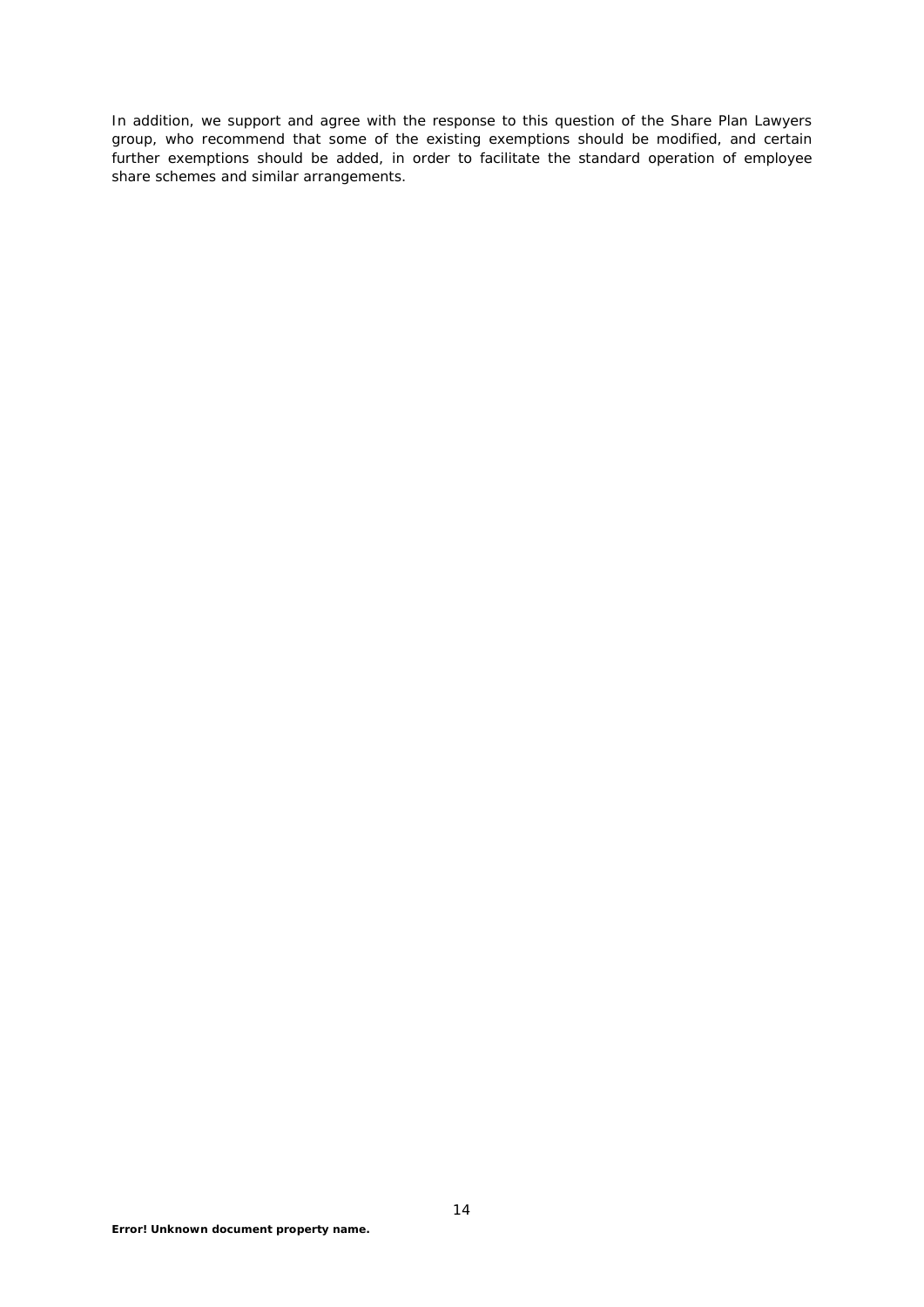In addition, we support and agree with the response to this question of the Share Plan Lawyers group, who recommend that some of the existing exemptions should be modified, and certain further exemptions should be added, in order to facilitate the standard operation of employee share schemes and similar arrangements.